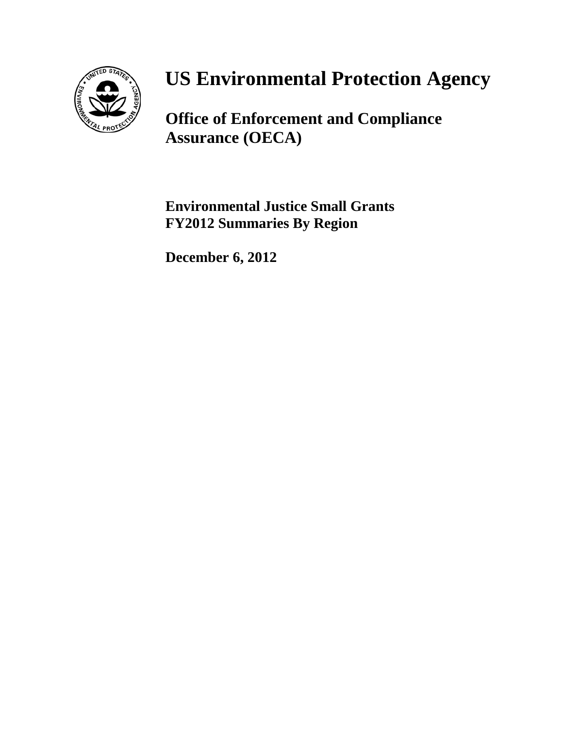# US Environmental Protection Agency

## Office of Enforcement and Compliance Assurance (OECA)

**Environmental Justice Small Grants**
**FY2012 Summaries By Region**

**December 6, 2012**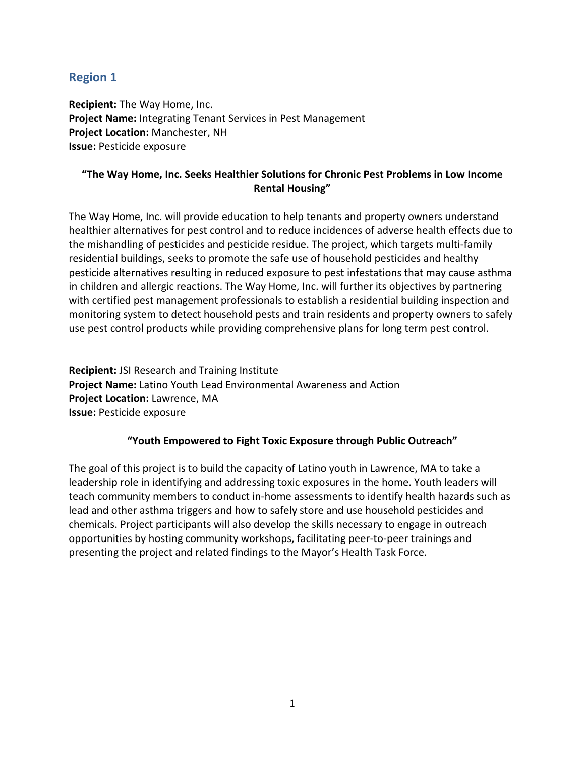## Region 1

**Recipient:** The Way Home, Inc.
**Project Name:** Integrating Tenant Services in Pest Management
**Project Location:** Manchester, NH
**Issue:** Pesticide exposure

**"The Way Home, Inc. Seeks Healthier Solutions for Chronic Pest Problems in Low Income Rental Housing"**

The Way Home, Inc. will provide education to help tenants and property owners understand healthier alternatives for pest control and to reduce incidences of adverse health effects due to the mishandling of pesticides and pesticide residue. The project, which targets multi-family residential buildings, seeks to promote the safe use of household pesticides and healthy pesticide alternatives resulting in reduced exposure to pest infestations that may cause asthma in children and allergic reactions. The Way Home, Inc. will further its objectives by partnering with certified pest management professionals to establish a residential building inspection and monitoring system to detect household pests and train residents and property owners to safely use pest control products while providing comprehensive plans for long term pest control.

**Recipient:** JSI Research and Training Institute
**Project Name:** Latino Youth Lead Environmental Awareness and Action
**Project Location:** Lawrence, MA
**Issue:** Pesticide exposure

**"Youth Empowered to Fight Toxic Exposure through Public Outreach"**

The goal of this project is to build the capacity of Latino youth in Lawrence, MA to take a leadership role in identifying and addressing toxic exposures in the home. Youth leaders will teach community members to conduct in-home assessments to identify health hazards such as lead and other asthma triggers and how to safely store and use household pesticides and chemicals. Project participants will also develop the skills necessary to engage in outreach opportunities by hosting community workshops, facilitating peer-to-peer trainings and presenting the project and related findings to the Mayor's Health Task Force.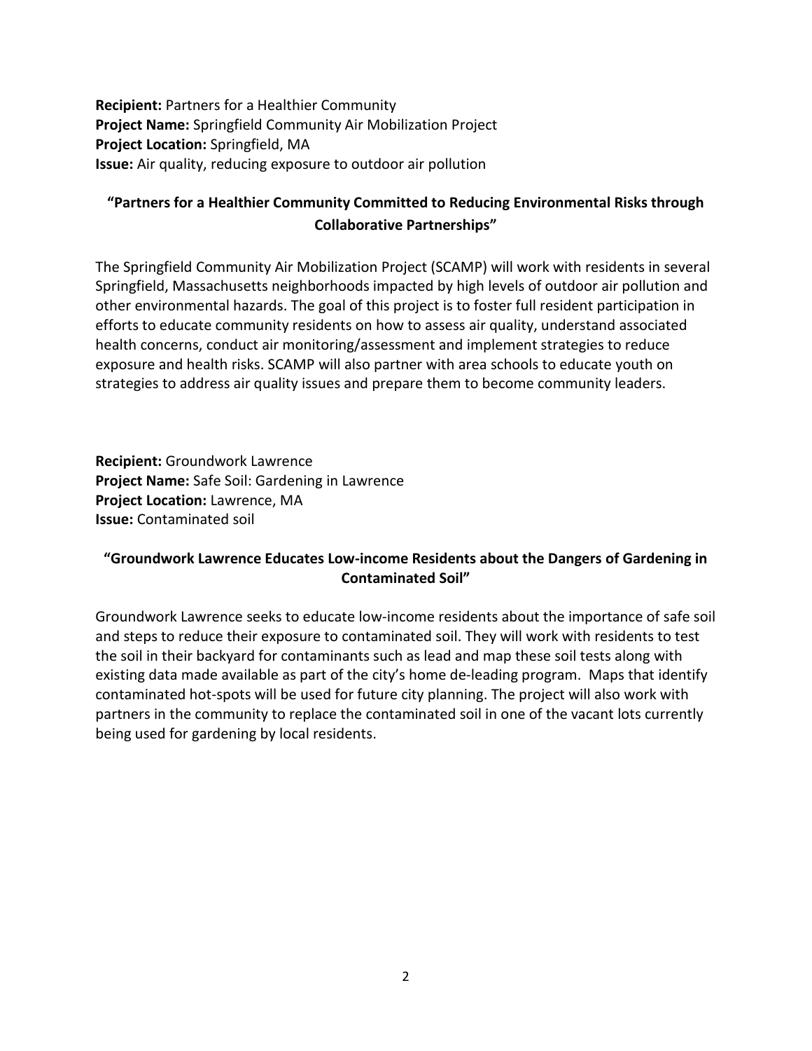**Recipient:** Partners for a Healthier Community
**Project Name:** Springfield Community Air Mobilization Project
**Project Location:** Springfield, MA
**Issue:** Air quality, reducing exposure to outdoor air pollution

### "Partners for a Healthier Community Committed to Reducing Environmental Risks through Collaborative Partnerships"

The Springfield Community Air Mobilization Project (SCAMP) will work with residents in several Springfield, Massachusetts neighborhoods impacted by high levels of outdoor air pollution and other environmental hazards. The goal of this project is to foster full resident participation in efforts to educate community residents on how to assess air quality, understand associated health concerns, conduct air monitoring/assessment and implement strategies to reduce exposure and health risks. SCAMP will also partner with area schools to educate youth on strategies to address air quality issues and prepare them to become community leaders.

**Recipient:** Groundwork Lawrence
**Project Name:** Safe Soil: Gardening in Lawrence
**Project Location:** Lawrence, MA
**Issue:** Contaminated soil

### "Groundwork Lawrence Educates Low-income Residents about the Dangers of Gardening in Contaminated Soil"

Groundwork Lawrence seeks to educate low-income residents about the importance of safe soil and steps to reduce their exposure to contaminated soil. They will work with residents to test the soil in their backyard for contaminants such as lead and map these soil tests along with existing data made available as part of the city's home de-leading program. Maps that identify contaminated hot-spots will be used for future city planning. The project will also work with partners in the community to replace the contaminated soil in one of the vacant lots currently being used for gardening by local residents.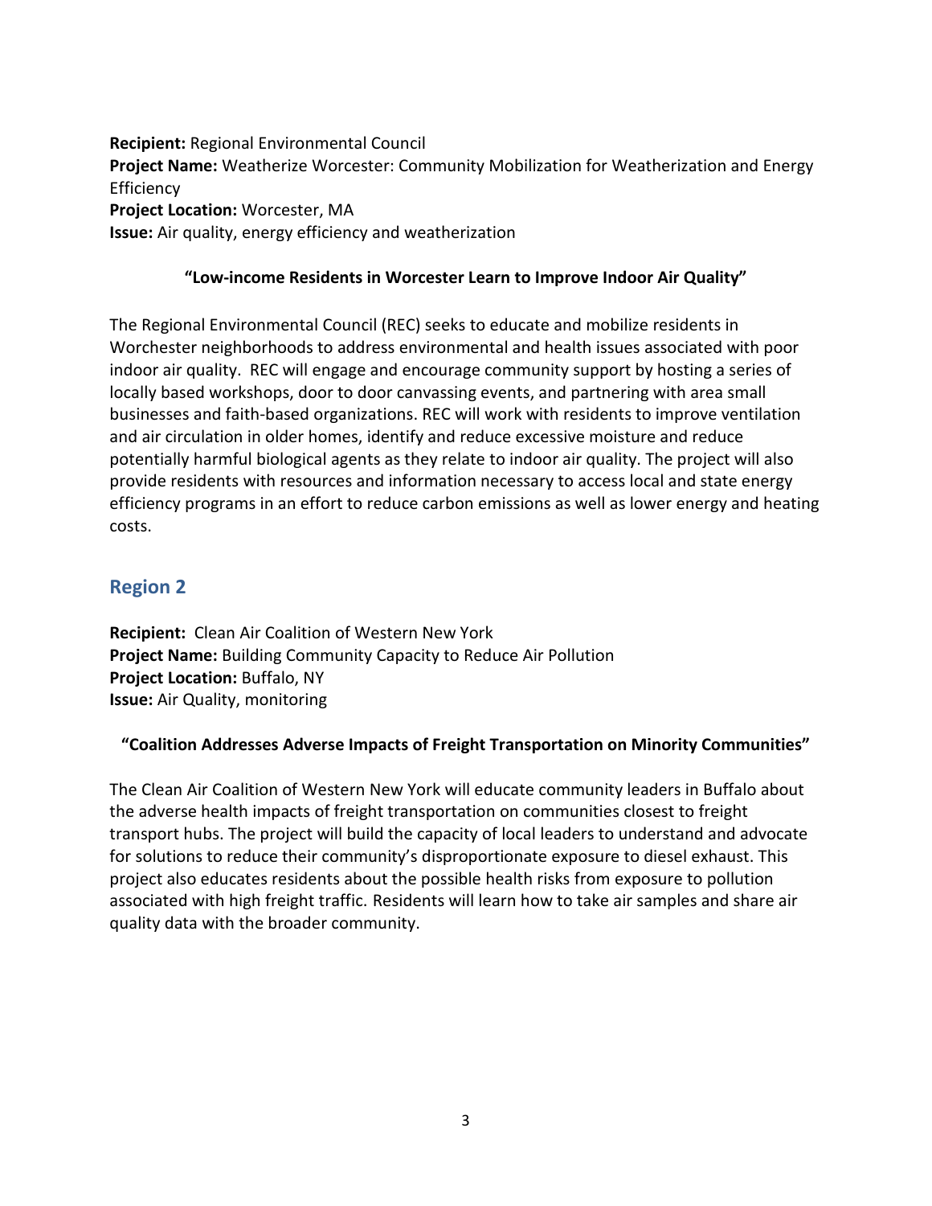**Recipient:** Regional Environmental Council
**Project Name:** Weatherize Worcester: Community Mobilization for Weatherization and Energy Efficiency
**Project Location:** Worcester, MA
**Issue:** Air quality, energy efficiency and weatherization

**"Low-income Residents in Worcester Learn to Improve Indoor Air Quality"**

The Regional Environmental Council (REC) seeks to educate and mobilize residents in Worchester neighborhoods to address environmental and health issues associated with poor indoor air quality. REC will engage and encourage community support by hosting a series of locally based workshops, door to door canvassing events, and partnering with area small businesses and faith-based organizations. REC will work with residents to improve ventilation and air circulation in older homes, identify and reduce excessive moisture and reduce potentially harmful biological agents as they relate to indoor air quality. The project will also provide residents with resources and information necessary to access local and state energy efficiency programs in an effort to reduce carbon emissions as well as lower energy and heating costs.

## Region 2

**Recipient:** Clean Air Coalition of Western New York
**Project Name:** Building Community Capacity to Reduce Air Pollution
**Project Location:** Buffalo, NY
**Issue:** Air Quality, monitoring

**"Coalition Addresses Adverse Impacts of Freight Transportation on Minority Communities"**

The Clean Air Coalition of Western New York will educate community leaders in Buffalo about the adverse health impacts of freight transportation on communities closest to freight transport hubs. The project will build the capacity of local leaders to understand and advocate for solutions to reduce their community's disproportionate exposure to diesel exhaust. This project also educates residents about the possible health risks from exposure to pollution associated with high freight traffic. Residents will learn how to take air samples and share air quality data with the broader community.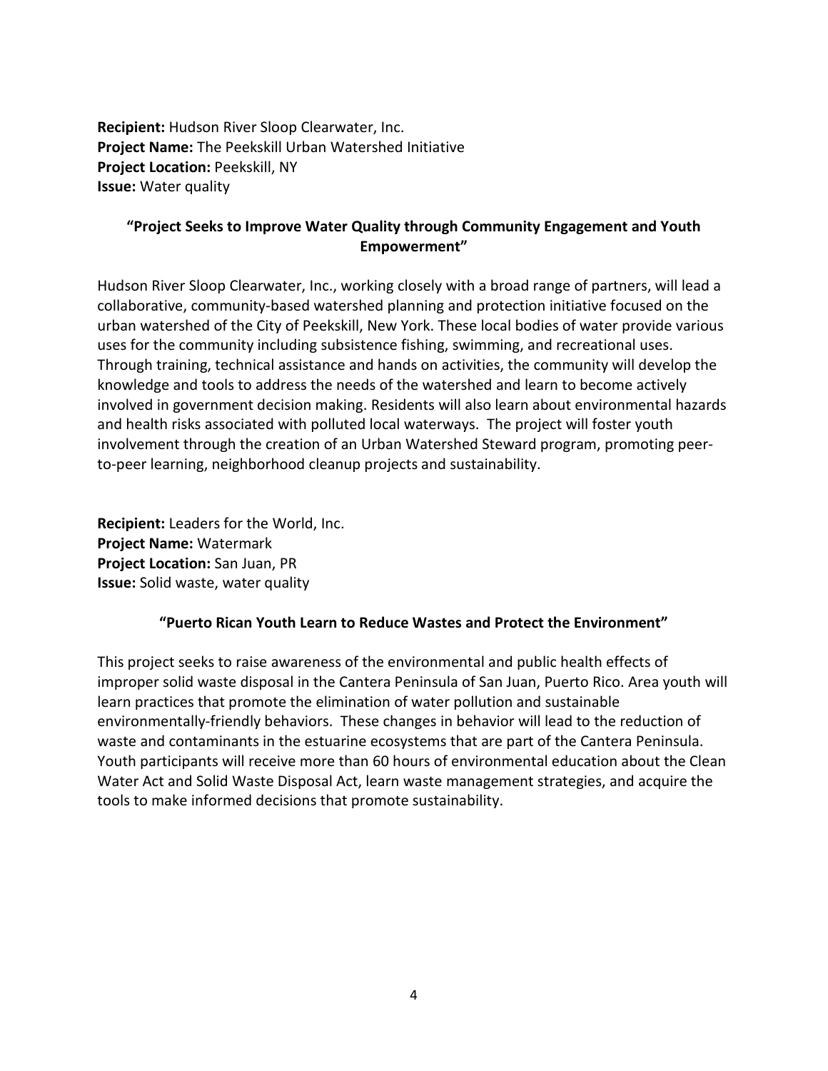**Recipient:** Hudson River Sloop Clearwater, Inc.
**Project Name:** The Peekskill Urban Watershed Initiative
**Project Location:** Peekskill, NY
**Issue:** Water quality

**"Project Seeks to Improve Water Quality through Community Engagement and Youth Empowerment"**

Hudson River Sloop Clearwater, Inc., working closely with a broad range of partners, will lead a collaborative, community-based watershed planning and protection initiative focused on the urban watershed of the City of Peekskill, New York. These local bodies of water provide various uses for the community including subsistence fishing, swimming, and recreational uses. Through training, technical assistance and hands on activities, the community will develop the knowledge and tools to address the needs of the watershed and learn to become actively involved in government decision making. Residents will also learn about environmental hazards and health risks associated with polluted local waterways. The project will foster youth involvement through the creation of an Urban Watershed Steward program, promoting peer-to-peer learning, neighborhood cleanup projects and sustainability.

**Recipient:** Leaders for the World, Inc.
**Project Name:** Watermark
**Project Location:** San Juan, PR
**Issue:** Solid waste, water quality

**"Puerto Rican Youth Learn to Reduce Wastes and Protect the Environment"**

This project seeks to raise awareness of the environmental and public health effects of improper solid waste disposal in the Cantera Peninsula of San Juan, Puerto Rico. Area youth will learn practices that promote the elimination of water pollution and sustainable environmentally-friendly behaviors. These changes in behavior will lead to the reduction of waste and contaminants in the estuarine ecosystems that are part of the Cantera Peninsula. Youth participants will receive more than 60 hours of environmental education about the Clean Water Act and Solid Waste Disposal Act, learn waste management strategies, and acquire the tools to make informed decisions that promote sustainability.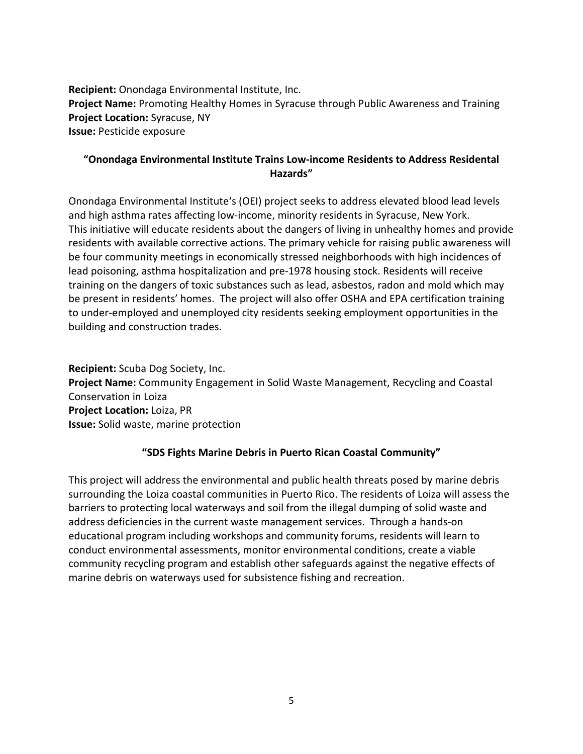**Recipient:** Onondaga Environmental Institute, Inc.
**Project Name:** Promoting Healthy Homes in Syracuse through Public Awareness and Training
**Project Location:** Syracuse, NY
**Issue:** Pesticide exposure

### "Onondaga Environmental Institute Trains Low-income Residents to Address Residental Hazards"

Onondaga Environmental Institute's (OEI) project seeks to address elevated blood lead levels and high asthma rates affecting low-income, minority residents in Syracuse, New York. This initiative will educate residents about the dangers of living in unhealthy homes and provide residents with available corrective actions. The primary vehicle for raising public awareness will be four community meetings in economically stressed neighborhoods with high incidences of lead poisoning, asthma hospitalization and pre-1978 housing stock. Residents will receive training on the dangers of toxic substances such as lead, asbestos, radon and mold which may be present in residents' homes. The project will also offer OSHA and EPA certification training to under-employed and unemployed city residents seeking employment opportunities in the building and construction trades.

**Recipient:** Scuba Dog Society, Inc.
**Project Name:** Community Engagement in Solid Waste Management, Recycling and Coastal Conservation in Loiza
**Project Location:** Loiza, PR
**Issue:** Solid waste, marine protection

### "SDS Fights Marine Debris in Puerto Rican Coastal Community"

This project will address the environmental and public health threats posed by marine debris surrounding the Loiza coastal communities in Puerto Rico. The residents of Loiza will assess the barriers to protecting local waterways and soil from the illegal dumping of solid waste and address deficiencies in the current waste management services. Through a hands-on educational program including workshops and community forums, residents will learn to conduct environmental assessments, monitor environmental conditions, create a viable community recycling program and establish other safeguards against the negative effects of marine debris on waterways used for subsistence fishing and recreation.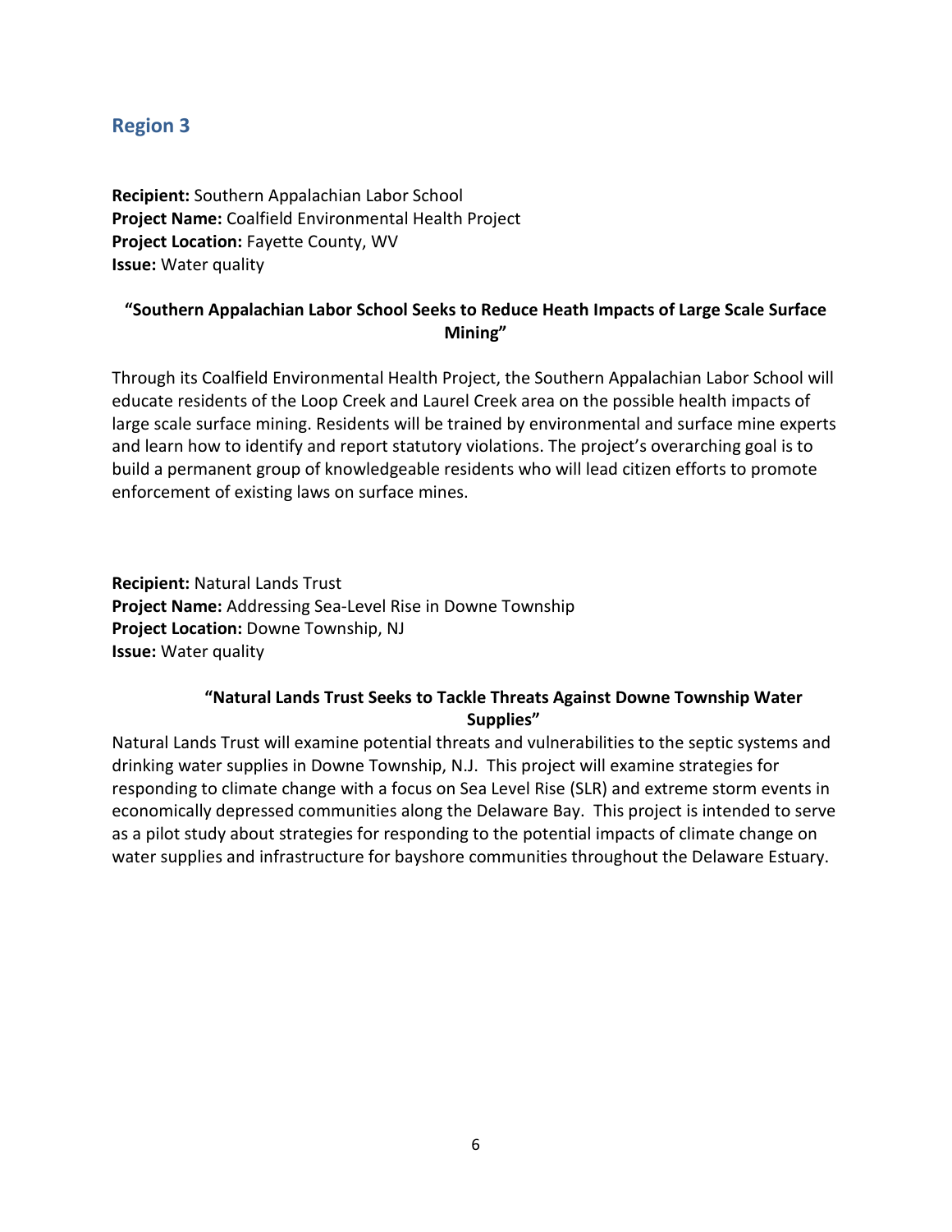## Region 3

**Recipient:** Southern Appalachian Labor School
**Project Name:** Coalfield Environmental Health Project
**Project Location:** Fayette County, WV
**Issue:** Water quality

**"Southern Appalachian Labor School Seeks to Reduce Heath Impacts of Large Scale Surface Mining"**

Through its Coalfield Environmental Health Project, the Southern Appalachian Labor School will educate residents of the Loop Creek and Laurel Creek area on the possible health impacts of large scale surface mining. Residents will be trained by environmental and surface mine experts and learn how to identify and report statutory violations. The project's overarching goal is to build a permanent group of knowledgeable residents who will lead citizen efforts to promote enforcement of existing laws on surface mines.

**Recipient:** Natural Lands Trust
**Project Name:** Addressing Sea-Level Rise in Downe Township
**Project Location:** Downe Township, NJ
**Issue:** Water quality

**"Natural Lands Trust Seeks to Tackle Threats Against Downe Township Water Supplies"**

Natural Lands Trust will examine potential threats and vulnerabilities to the septic systems and drinking water supplies in Downe Township, N.J. This project will examine strategies for responding to climate change with a focus on Sea Level Rise (SLR) and extreme storm events in economically depressed communities along the Delaware Bay. This project is intended to serve as a pilot study about strategies for responding to the potential impacts of climate change on water supplies and infrastructure for bayshore communities throughout the Delaware Estuary.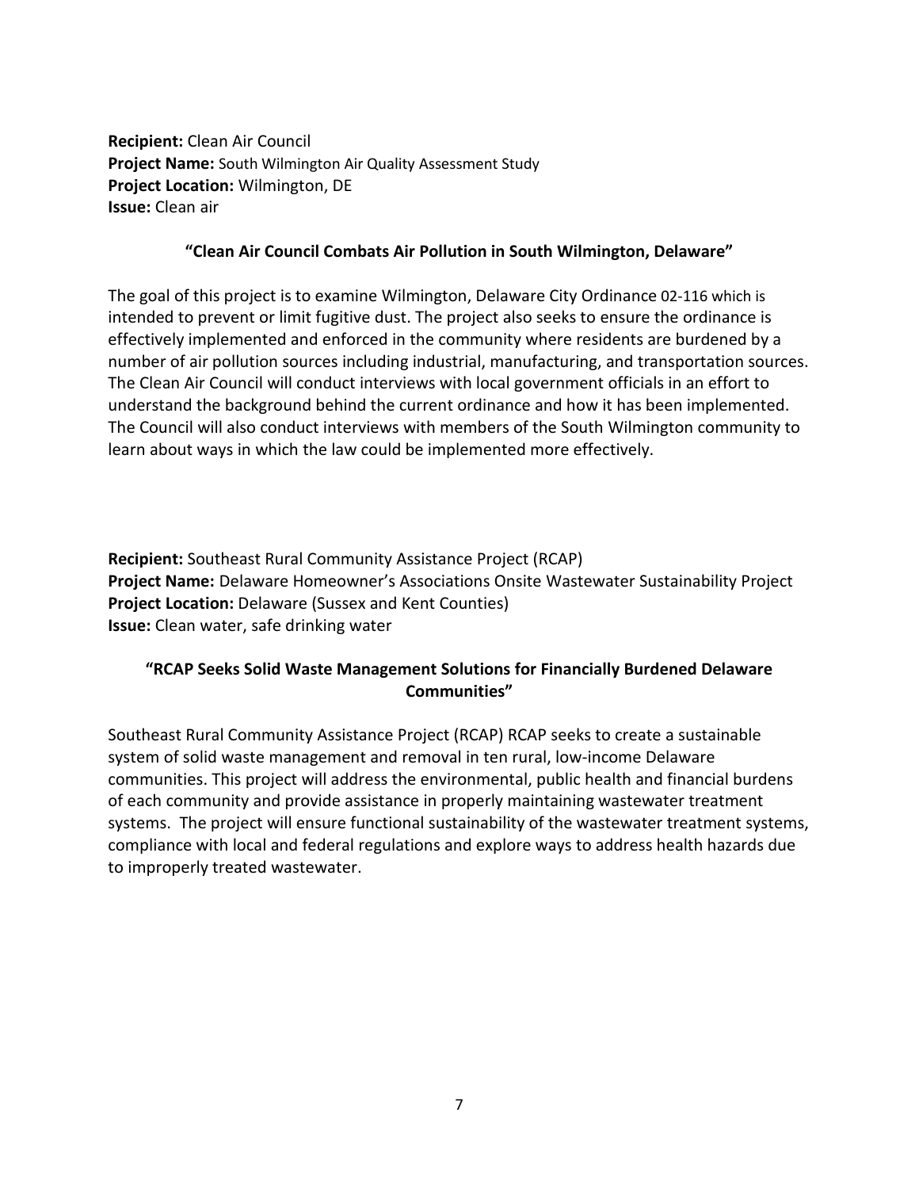**Recipient:** Clean Air Council
**Project Name:** South Wilmington Air Quality Assessment Study
**Project Location:** Wilmington, DE
**Issue:** Clean air

**"Clean Air Council Combats Air Pollution in South Wilmington, Delaware"**

The goal of this project is to examine Wilmington, Delaware City Ordinance 02-116 which is intended to prevent or limit fugitive dust. The project also seeks to ensure the ordinance is effectively implemented and enforced in the community where residents are burdened by a number of air pollution sources including industrial, manufacturing, and transportation sources. The Clean Air Council will conduct interviews with local government officials in an effort to understand the background behind the current ordinance and how it has been implemented. The Council will also conduct interviews with members of the South Wilmington community to learn about ways in which the law could be implemented more effectively.

**Recipient:** Southeast Rural Community Assistance Project (RCAP)
**Project Name:** Delaware Homeowner's Associations Onsite Wastewater Sustainability Project
**Project Location:** Delaware (Sussex and Kent Counties)
**Issue:** Clean water, safe drinking water

**"RCAP Seeks Solid Waste Management Solutions for Financially Burdened Delaware Communities"**

Southeast Rural Community Assistance Project (RCAP) RCAP seeks to create a sustainable system of solid waste management and removal in ten rural, low-income Delaware communities. This project will address the environmental, public health and financial burdens of each community and provide assistance in properly maintaining wastewater treatment systems. The project will ensure functional sustainability of the wastewater treatment systems, compliance with local and federal regulations and explore ways to address health hazards due to improperly treated wastewater.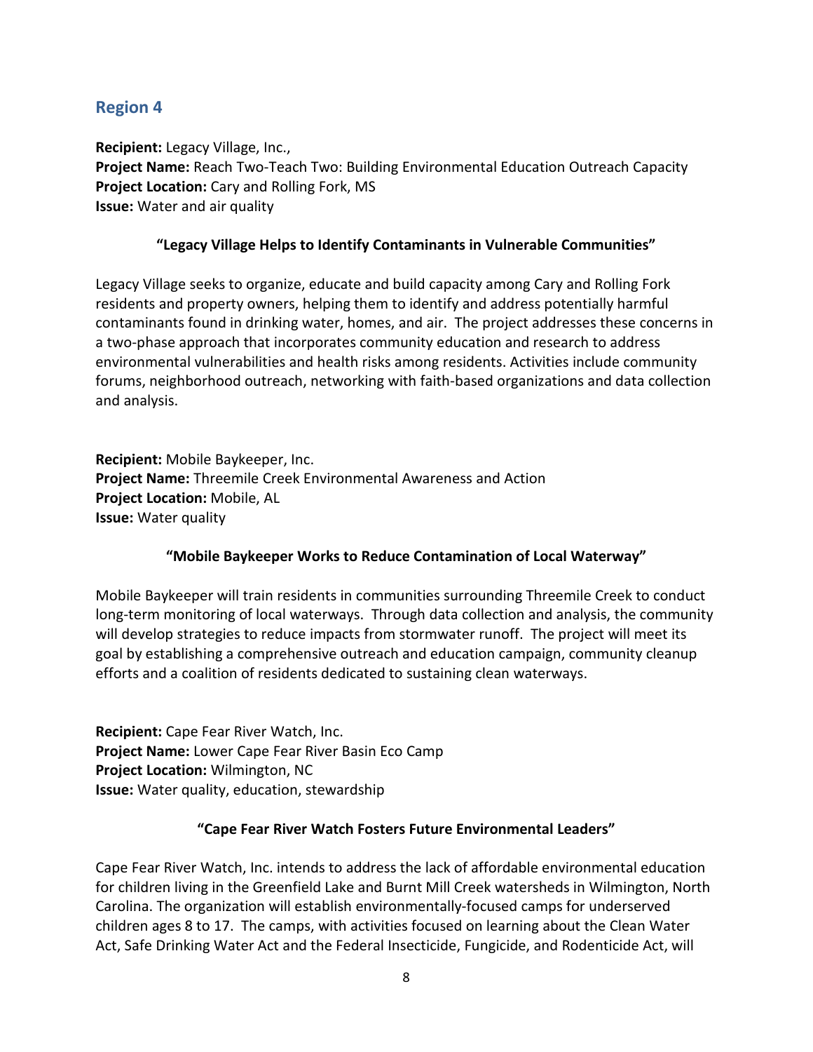## Region 4

**Recipient:** Legacy Village, Inc.,
**Project Name:** Reach Two-Teach Two: Building Environmental Education Outreach Capacity
**Project Location:** Cary and Rolling Fork, MS
**Issue:** Water and air quality

**"Legacy Village Helps to Identify Contaminants in Vulnerable Communities"**

Legacy Village seeks to organize, educate and build capacity among Cary and Rolling Fork residents and property owners, helping them to identify and address potentially harmful contaminants found in drinking water, homes, and air. The project addresses these concerns in a two-phase approach that incorporates community education and research to address environmental vulnerabilities and health risks among residents. Activities include community forums, neighborhood outreach, networking with faith-based organizations and data collection and analysis.

**Recipient:** Mobile Baykeeper, Inc.
**Project Name:** Threemile Creek Environmental Awareness and Action
**Project Location:** Mobile, AL
**Issue:** Water quality

**"Mobile Baykeeper Works to Reduce Contamination of Local Waterway"**

Mobile Baykeeper will train residents in communities surrounding Threemile Creek to conduct long-term monitoring of local waterways. Through data collection and analysis, the community will develop strategies to reduce impacts from stormwater runoff. The project will meet its goal by establishing a comprehensive outreach and education campaign, community cleanup efforts and a coalition of residents dedicated to sustaining clean waterways.

**Recipient:** Cape Fear River Watch, Inc.
**Project Name:** Lower Cape Fear River Basin Eco Camp
**Project Location:** Wilmington, NC
**Issue:** Water quality, education, stewardship

**"Cape Fear River Watch Fosters Future Environmental Leaders"**

Cape Fear River Watch, Inc. intends to address the lack of affordable environmental education for children living in the Greenfield Lake and Burnt Mill Creek watersheds in Wilmington, North Carolina. The organization will establish environmentally-focused camps for underserved children ages 8 to 17. The camps, with activities focused on learning about the Clean Water Act, Safe Drinking Water Act and the Federal Insecticide, Fungicide, and Rodenticide Act, will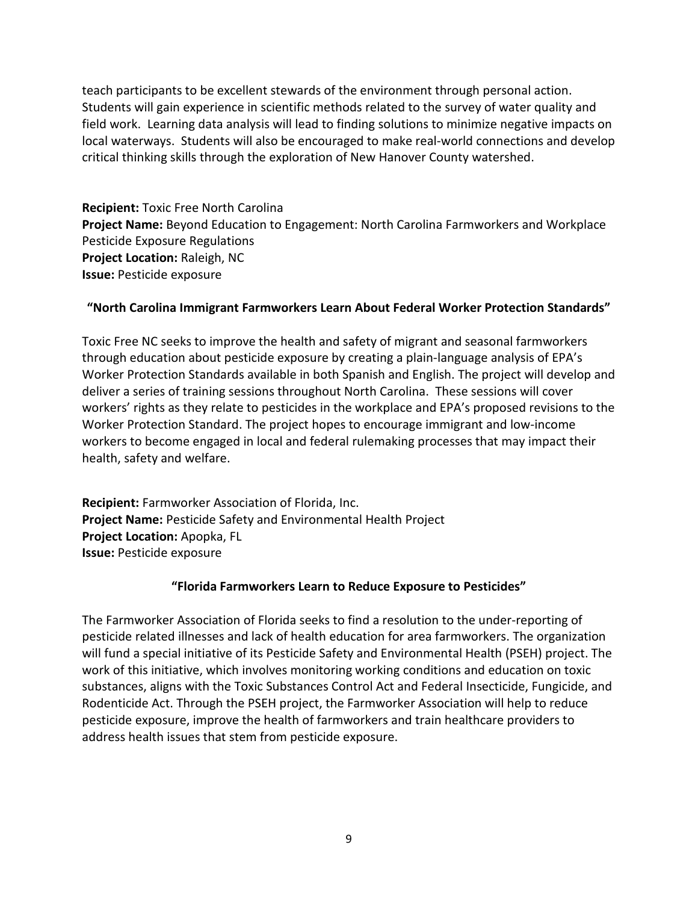teach participants to be excellent stewards of the environment through personal action. Students will gain experience in scientific methods related to the survey of water quality and field work. Learning data analysis will lead to finding solutions to minimize negative impacts on local waterways. Students will also be encouraged to make real-world connections and develop critical thinking skills through the exploration of New Hanover County watershed.

**Recipient:** Toxic Free North Carolina
**Project Name:** Beyond Education to Engagement: North Carolina Farmworkers and Workplace Pesticide Exposure Regulations
**Project Location:** Raleigh, NC
**Issue:** Pesticide exposure

**"North Carolina Immigrant Farmworkers Learn About Federal Worker Protection Standards"**

Toxic Free NC seeks to improve the health and safety of migrant and seasonal farmworkers through education about pesticide exposure by creating a plain-language analysis of EPA's Worker Protection Standards available in both Spanish and English. The project will develop and deliver a series of training sessions throughout North Carolina. These sessions will cover workers' rights as they relate to pesticides in the workplace and EPA's proposed revisions to the Worker Protection Standard. The project hopes to encourage immigrant and low-income workers to become engaged in local and federal rulemaking processes that may impact their health, safety and welfare.

**Recipient:** Farmworker Association of Florida, Inc.
**Project Name:** Pesticide Safety and Environmental Health Project
**Project Location:** Apopka, FL
**Issue:** Pesticide exposure

**"Florida Farmworkers Learn to Reduce Exposure to Pesticides"**

The Farmworker Association of Florida seeks to find a resolution to the under-reporting of pesticide related illnesses and lack of health education for area farmworkers. The organization will fund a special initiative of its Pesticide Safety and Environmental Health (PSEH) project. The work of this initiative, which involves monitoring working conditions and education on toxic substances, aligns with the Toxic Substances Control Act and Federal Insecticide, Fungicide, and Rodenticide Act. Through the PSEH project, the Farmworker Association will help to reduce pesticide exposure, improve the health of farmworkers and train healthcare providers to address health issues that stem from pesticide exposure.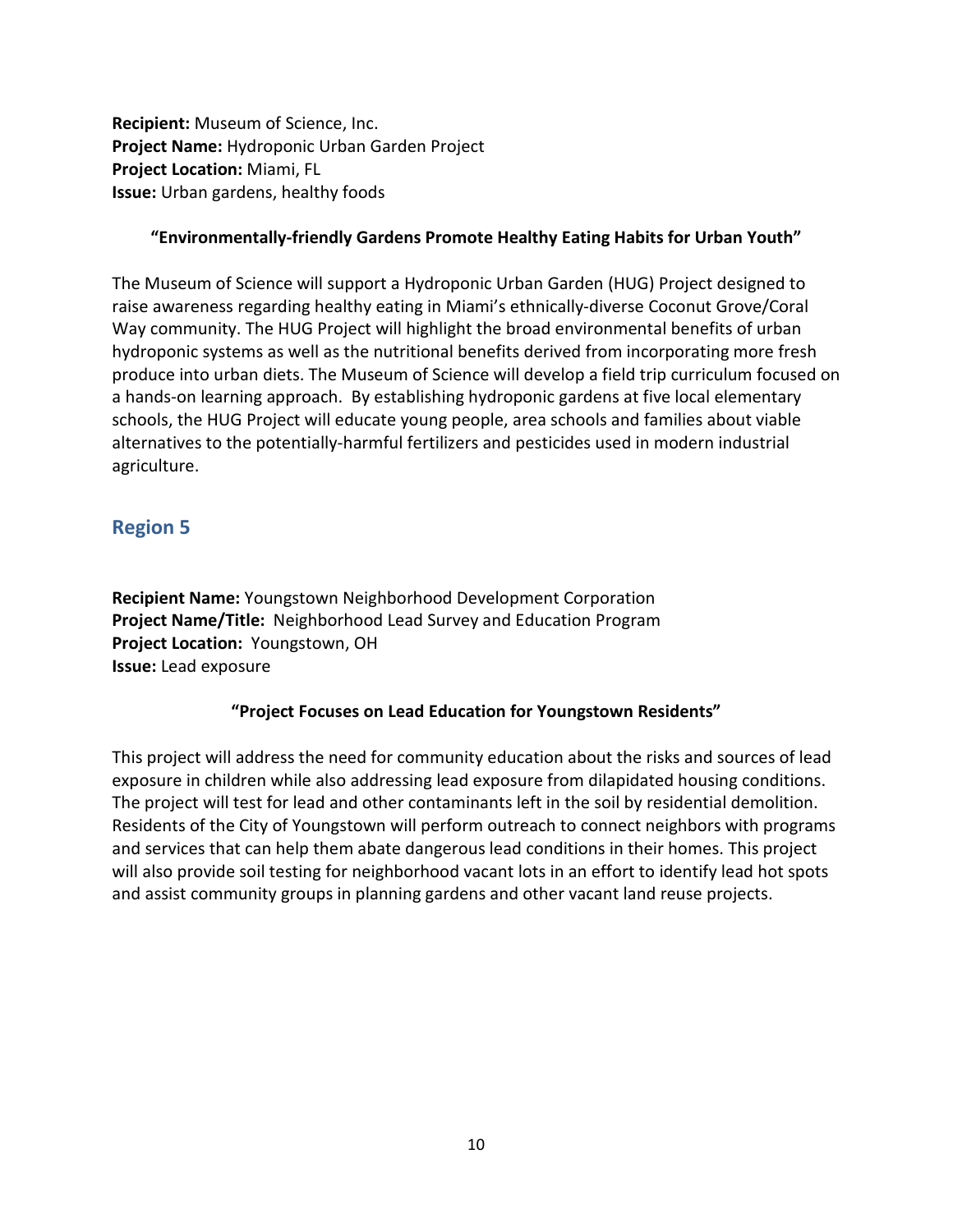**Recipient:** Museum of Science, Inc.
**Project Name:** Hydroponic Urban Garden Project
**Project Location:** Miami, FL
**Issue:** Urban gardens, healthy foods

**"Environmentally-friendly Gardens Promote Healthy Eating Habits for Urban Youth"**

The Museum of Science will support a Hydroponic Urban Garden (HUG) Project designed to raise awareness regarding healthy eating in Miami's ethnically-diverse Coconut Grove/Coral Way community. The HUG Project will highlight the broad environmental benefits of urban hydroponic systems as well as the nutritional benefits derived from incorporating more fresh produce into urban diets. The Museum of Science will develop a field trip curriculum focused on a hands-on learning approach. By establishing hydroponic gardens at five local elementary schools, the HUG Project will educate young people, area schools and families about viable alternatives to the potentially-harmful fertilizers and pesticides used in modern industrial agriculture.

## Region 5

**Recipient Name:** Youngstown Neighborhood Development Corporation
**Project Name/Title:** Neighborhood Lead Survey and Education Program
**Project Location:** Youngstown, OH
**Issue:** Lead exposure

**"Project Focuses on Lead Education for Youngstown Residents"**

This project will address the need for community education about the risks and sources of lead exposure in children while also addressing lead exposure from dilapidated housing conditions. The project will test for lead and other contaminants left in the soil by residential demolition. Residents of the City of Youngstown will perform outreach to connect neighbors with programs and services that can help them abate dangerous lead conditions in their homes. This project will also provide soil testing for neighborhood vacant lots in an effort to identify lead hot spots and assist community groups in planning gardens and other vacant land reuse projects.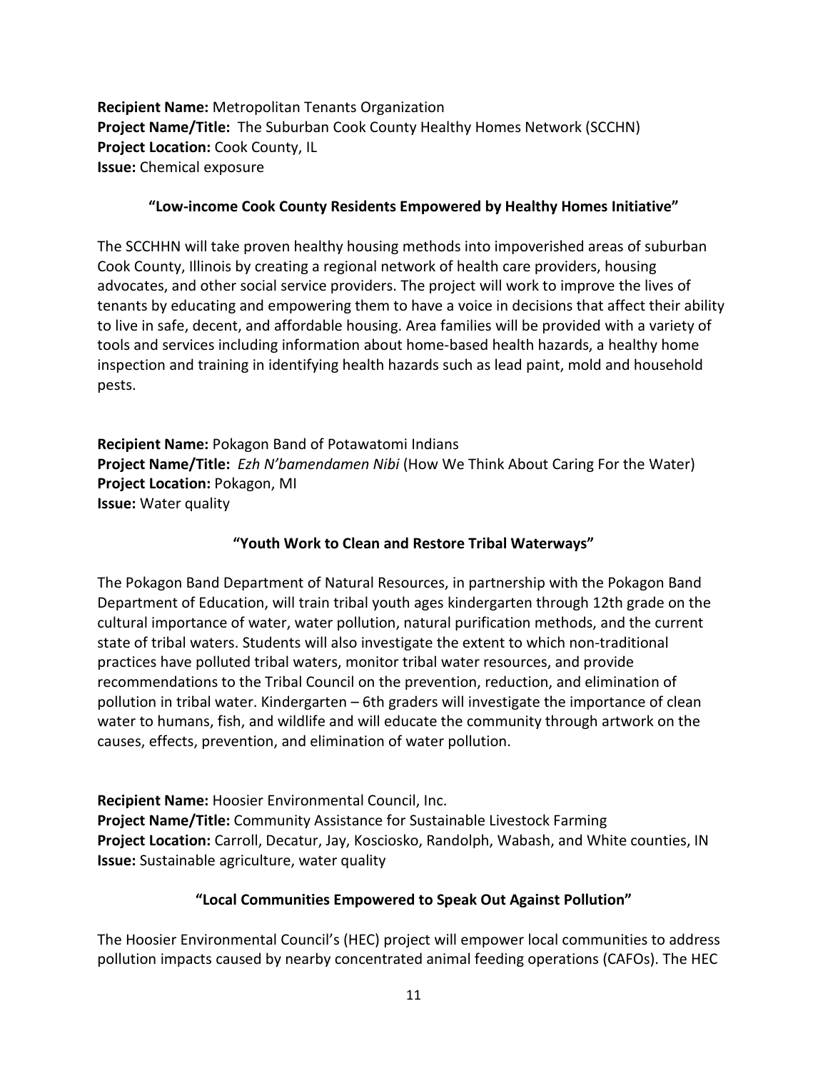**Recipient Name:** Metropolitan Tenants Organization
**Project Name/Title:** The Suburban Cook County Healthy Homes Network (SCCHN)
**Project Location:** Cook County, IL
**Issue:** Chemical exposure

**"Low-income Cook County Residents Empowered by Healthy Homes Initiative"**

The SCCHHN will take proven healthy housing methods into impoverished areas of suburban Cook County, Illinois by creating a regional network of health care providers, housing advocates, and other social service providers. The project will work to improve the lives of tenants by educating and empowering them to have a voice in decisions that affect their ability to live in safe, decent, and affordable housing. Area families will be provided with a variety of tools and services including information about home-based health hazards, a healthy home inspection and training in identifying health hazards such as lead paint, mold and household pests.

**Recipient Name:** Pokagon Band of Potawatomi Indians
**Project Name/Title:** *Ezh N'bamendamen Nibi* (How We Think About Caring For the Water)
**Project Location:** Pokagon, MI
**Issue:** Water quality

**"Youth Work to Clean and Restore Tribal Waterways"**

The Pokagon Band Department of Natural Resources, in partnership with the Pokagon Band Department of Education, will train tribal youth ages kindergarten through 12th grade on the cultural importance of water, water pollution, natural purification methods, and the current state of tribal waters. Students will also investigate the extent to which non-traditional practices have polluted tribal waters, monitor tribal water resources, and provide recommendations to the Tribal Council on the prevention, reduction, and elimination of pollution in tribal water. Kindergarten – 6th graders will investigate the importance of clean water to humans, fish, and wildlife and will educate the community through artwork on the causes, effects, prevention, and elimination of water pollution.

**Recipient Name:** Hoosier Environmental Council, Inc.
**Project Name/Title:** Community Assistance for Sustainable Livestock Farming
**Project Location:** Carroll, Decatur, Jay, Kosciosko, Randolph, Wabash, and White counties, IN
**Issue:** Sustainable agriculture, water quality

**"Local Communities Empowered to Speak Out Against Pollution"**

The Hoosier Environmental Council's (HEC) project will empower local communities to address pollution impacts caused by nearby concentrated animal feeding operations (CAFOs). The HEC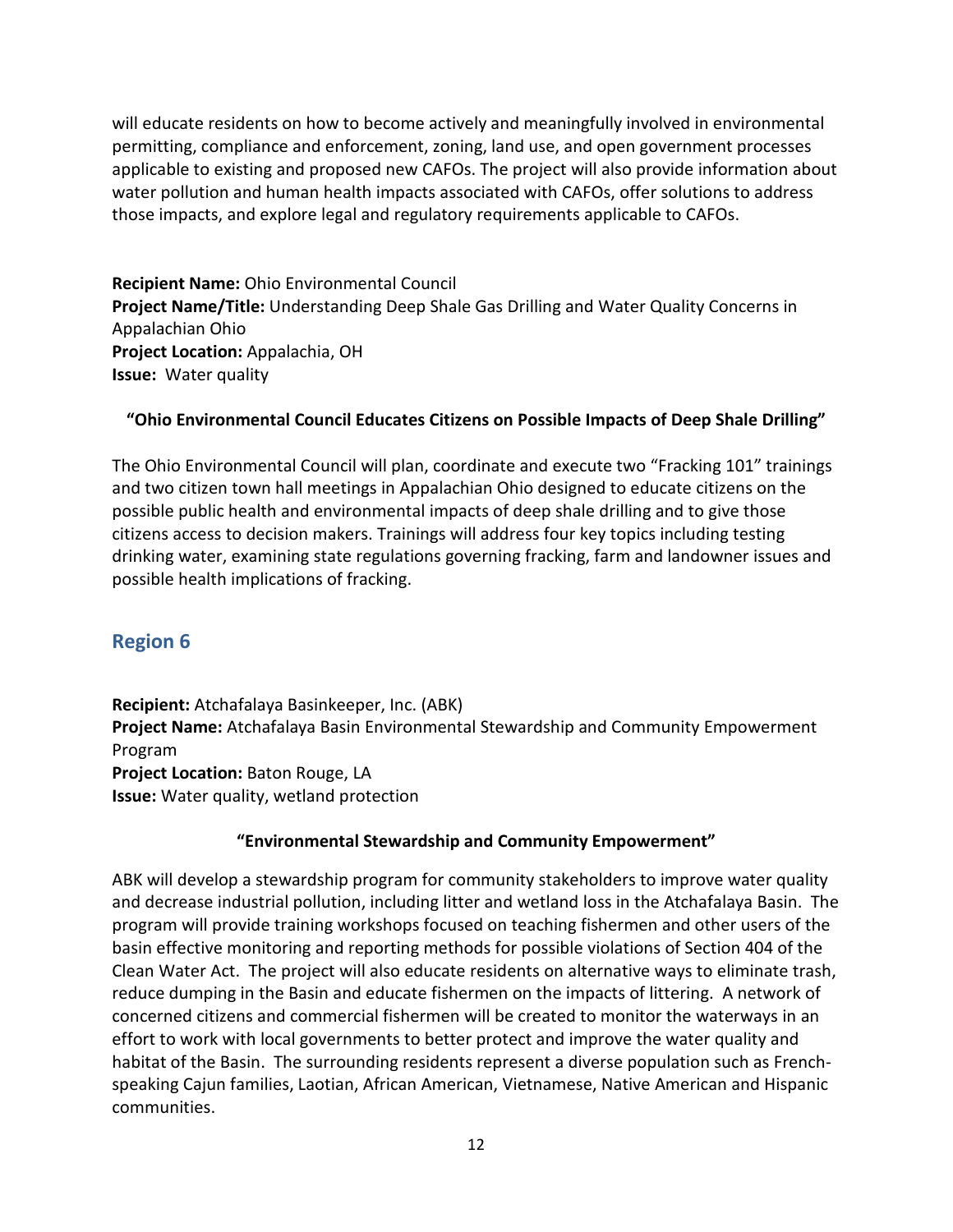will educate residents on how to become actively and meaningfully involved in environmental permitting, compliance and enforcement, zoning, land use, and open government processes applicable to existing and proposed new CAFOs. The project will also provide information about water pollution and human health impacts associated with CAFOs, offer solutions to address those impacts, and explore legal and regulatory requirements applicable to CAFOs.

**Recipient Name:** Ohio Environmental Council
**Project Name/Title:** Understanding Deep Shale Gas Drilling and Water Quality Concerns in Appalachian Ohio
**Project Location:** Appalachia, OH
**Issue:** Water quality

**"Ohio Environmental Council Educates Citizens on Possible Impacts of Deep Shale Drilling"**

The Ohio Environmental Council will plan, coordinate and execute two "Fracking 101" trainings and two citizen town hall meetings in Appalachian Ohio designed to educate citizens on the possible public health and environmental impacts of deep shale drilling and to give those citizens access to decision makers. Trainings will address four key topics including testing drinking water, examining state regulations governing fracking, farm and landowner issues and possible health implications of fracking.

## Region 6

**Recipient:** Atchafalaya Basinkeeper, Inc. (ABK)
**Project Name:** Atchafalaya Basin Environmental Stewardship and Community Empowerment Program
**Project Location:** Baton Rouge, LA
**Issue:** Water quality, wetland protection

**"Environmental Stewardship and Community Empowerment"**

ABK will develop a stewardship program for community stakeholders to improve water quality and decrease industrial pollution, including litter and wetland loss in the Atchafalaya Basin. The program will provide training workshops focused on teaching fishermen and other users of the basin effective monitoring and reporting methods for possible violations of Section 404 of the Clean Water Act. The project will also educate residents on alternative ways to eliminate trash, reduce dumping in the Basin and educate fishermen on the impacts of littering. A network of concerned citizens and commercial fishermen will be created to monitor the waterways in an effort to work with local governments to better protect and improve the water quality and habitat of the Basin. The surrounding residents represent a diverse population such as French-speaking Cajun families, Laotian, African American, Vietnamese, Native American and Hispanic communities.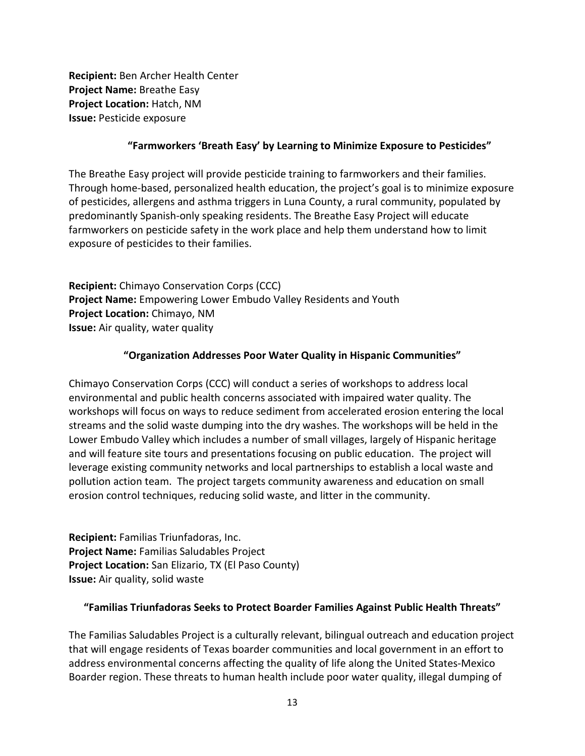**Recipient:** Ben Archer Health Center
**Project Name:** Breathe Easy
**Project Location:** Hatch, NM
**Issue:** Pesticide exposure

**"Farmworkers 'Breath Easy' by Learning to Minimize Exposure to Pesticides"**

The Breathe Easy project will provide pesticide training to farmworkers and their families. Through home-based, personalized health education, the project's goal is to minimize exposure of pesticides, allergens and asthma triggers in Luna County, a rural community, populated by predominantly Spanish-only speaking residents. The Breathe Easy Project will educate farmworkers on pesticide safety in the work place and help them understand how to limit exposure of pesticides to their families.

**Recipient:** Chimayo Conservation Corps (CCC)
**Project Name:** Empowering Lower Embudo Valley Residents and Youth
**Project Location:** Chimayo, NM
**Issue:** Air quality, water quality

**"Organization Addresses Poor Water Quality in Hispanic Communities"**

Chimayo Conservation Corps (CCC) will conduct a series of workshops to address local environmental and public health concerns associated with impaired water quality. The workshops will focus on ways to reduce sediment from accelerated erosion entering the local streams and the solid waste dumping into the dry washes. The workshops will be held in the Lower Embudo Valley which includes a number of small villages, largely of Hispanic heritage and will feature site tours and presentations focusing on public education. The project will leverage existing community networks and local partnerships to establish a local waste and pollution action team. The project targets community awareness and education on small erosion control techniques, reducing solid waste, and litter in the community.

**Recipient:** Familias Triunfadoras, Inc.
**Project Name:** Familias Saludables Project
**Project Location:** San Elizario, TX (El Paso County)
**Issue:** Air quality, solid waste

**"Familias Triunfadoras Seeks to Protect Boarder Families Against Public Health Threats"**

The Familias Saludables Project is a culturally relevant, bilingual outreach and education project that will engage residents of Texas boarder communities and local government in an effort to address environmental concerns affecting the quality of life along the United States-Mexico Boarder region. These threats to human health include poor water quality, illegal dumping of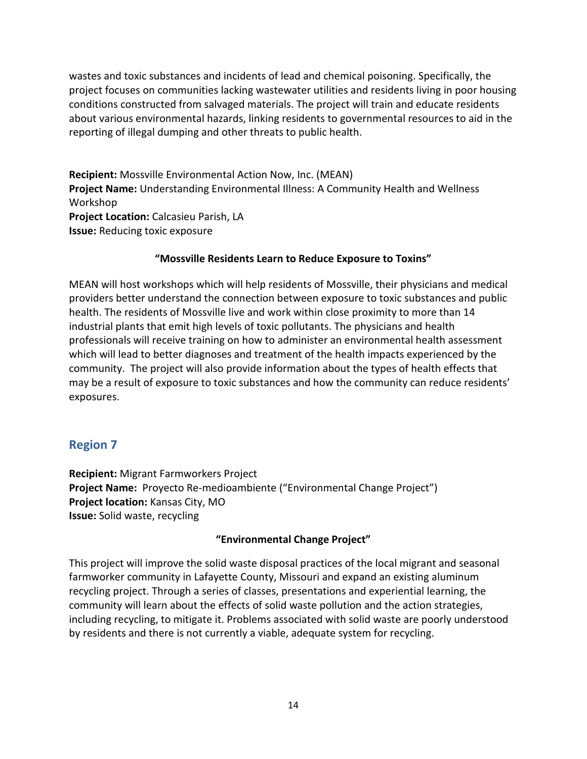wastes and toxic substances and incidents of lead and chemical poisoning. Specifically, the project focuses on communities lacking wastewater utilities and residents living in poor housing conditions constructed from salvaged materials. The project will train and educate residents about various environmental hazards, linking residents to governmental resources to aid in the reporting of illegal dumping and other threats to public health.

**Recipient:** Mossville Environmental Action Now, Inc. (MEAN)
**Project Name:** Understanding Environmental Illness: A Community Health and Wellness Workshop
**Project Location:** Calcasieu Parish, LA
**Issue:** Reducing toxic exposure

**"Mossville Residents Learn to Reduce Exposure to Toxins"**

MEAN will host workshops which will help residents of Mossville, their physicians and medical providers better understand the connection between exposure to toxic substances and public health. The residents of Mossville live and work within close proximity to more than 14 industrial plants that emit high levels of toxic pollutants. The physicians and health professionals will receive training on how to administer an environmental health assessment which will lead to better diagnoses and treatment of the health impacts experienced by the community. The project will also provide information about the types of health effects that may be a result of exposure to toxic substances and how the community can reduce residents' exposures.

## Region 7

**Recipient:** Migrant Farmworkers Project
**Project Name:** Proyecto Re-medioambiente ("Environmental Change Project")
**Project location:** Kansas City, MO
**Issue:** Solid waste, recycling

**"Environmental Change Project"**

This project will improve the solid waste disposal practices of the local migrant and seasonal farmworker community in Lafayette County, Missouri and expand an existing aluminum recycling project. Through a series of classes, presentations and experiential learning, the community will learn about the effects of solid waste pollution and the action strategies, including recycling, to mitigate it. Problems associated with solid waste are poorly understood by residents and there is not currently a viable, adequate system for recycling.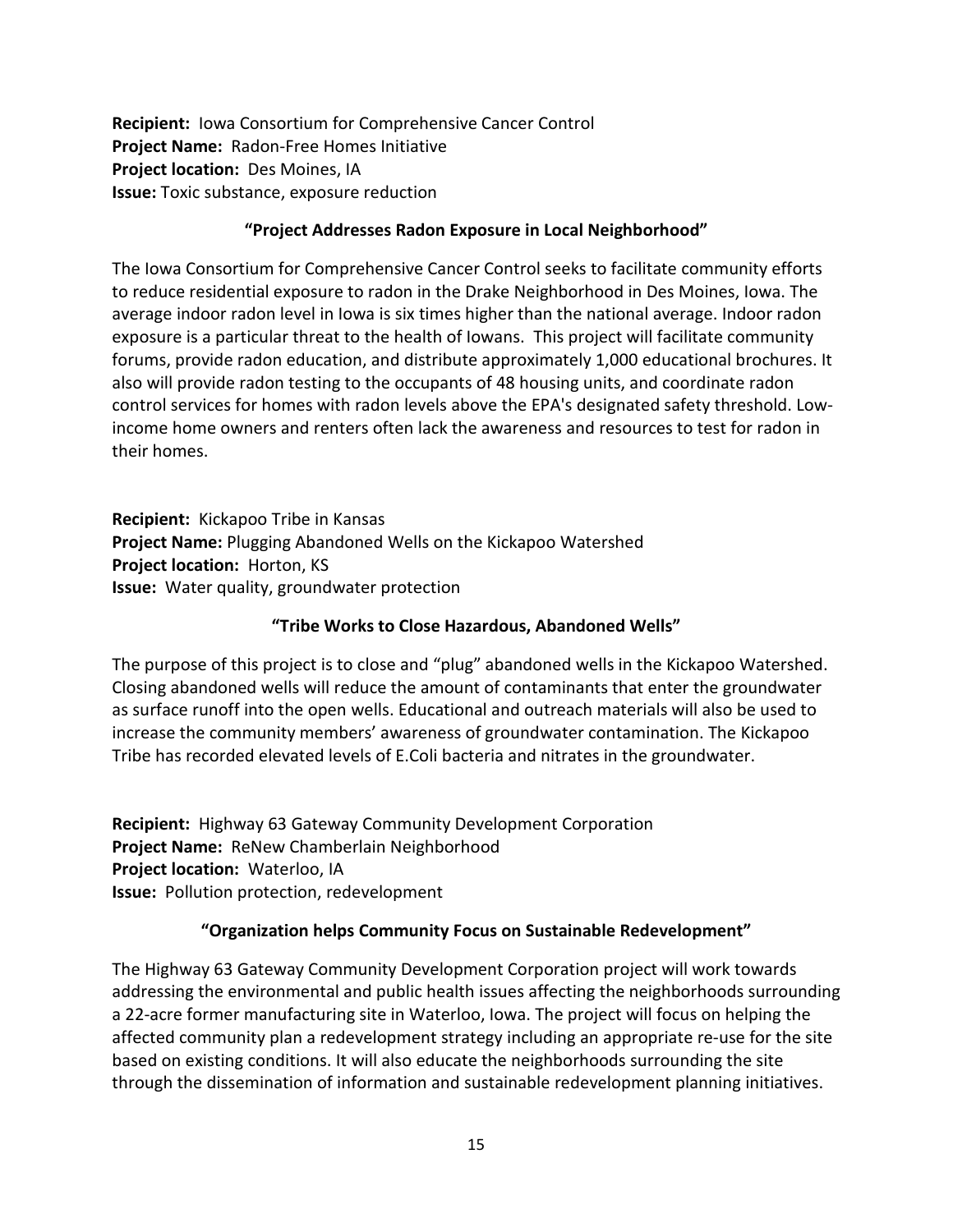**Recipient:** Iowa Consortium for Comprehensive Cancer Control
**Project Name:** Radon-Free Homes Initiative
**Project location:** Des Moines, IA
**Issue:** Toxic substance, exposure reduction

**"Project Addresses Radon Exposure in Local Neighborhood"**

The Iowa Consortium for Comprehensive Cancer Control seeks to facilitate community efforts to reduce residential exposure to radon in the Drake Neighborhood in Des Moines, Iowa. The average indoor radon level in Iowa is six times higher than the national average. Indoor radon exposure is a particular threat to the health of Iowans. This project will facilitate community forums, provide radon education, and distribute approximately 1,000 educational brochures. It also will provide radon testing to the occupants of 48 housing units, and coordinate radon control services for homes with radon levels above the EPA's designated safety threshold. Low-income home owners and renters often lack the awareness and resources to test for radon in their homes.

**Recipient:** Kickapoo Tribe in Kansas
**Project Name:** Plugging Abandoned Wells on the Kickapoo Watershed
**Project location:** Horton, KS
**Issue:** Water quality, groundwater protection

**"Tribe Works to Close Hazardous, Abandoned Wells"**

The purpose of this project is to close and "plug" abandoned wells in the Kickapoo Watershed. Closing abandoned wells will reduce the amount of contaminants that enter the groundwater as surface runoff into the open wells. Educational and outreach materials will also be used to increase the community members' awareness of groundwater contamination. The Kickapoo Tribe has recorded elevated levels of E.Coli bacteria and nitrates in the groundwater.

**Recipient:** Highway 63 Gateway Community Development Corporation
**Project Name:** ReNew Chamberlain Neighborhood
**Project location:** Waterloo, IA
**Issue:** Pollution protection, redevelopment

**"Organization helps Community Focus on Sustainable Redevelopment"**

The Highway 63 Gateway Community Development Corporation project will work towards addressing the environmental and public health issues affecting the neighborhoods surrounding a 22-acre former manufacturing site in Waterloo, Iowa. The project will focus on helping the affected community plan a redevelopment strategy including an appropriate re-use for the site based on existing conditions. It will also educate the neighborhoods surrounding the site through the dissemination of information and sustainable redevelopment planning initiatives.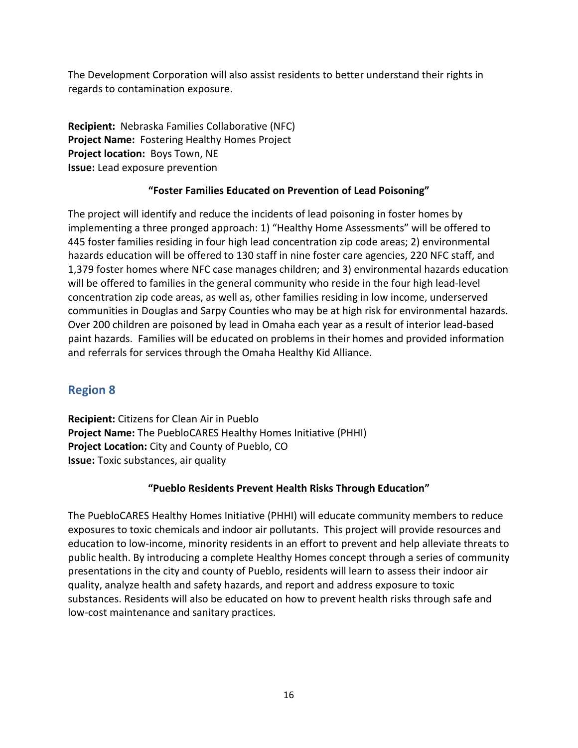The Development Corporation will also assist residents to better understand their rights in regards to contamination exposure.

**Recipient:** Nebraska Families Collaborative (NFC)
**Project Name:** Fostering Healthy Homes Project
**Project location:** Boys Town, NE
**Issue:** Lead exposure prevention

**"Foster Families Educated on Prevention of Lead Poisoning"**

The project will identify and reduce the incidents of lead poisoning in foster homes by implementing a three pronged approach: 1) "Healthy Home Assessments" will be offered to 445 foster families residing in four high lead concentration zip code areas; 2) environmental hazards education will be offered to 130 staff in nine foster care agencies, 220 NFC staff, and 1,379 foster homes where NFC case manages children; and 3) environmental hazards education will be offered to families in the general community who reside in the four high lead-level concentration zip code areas, as well as, other families residing in low income, underserved communities in Douglas and Sarpy Counties who may be at high risk for environmental hazards. Over 200 children are poisoned by lead in Omaha each year as a result of interior lead-based paint hazards. Families will be educated on problems in their homes and provided information and referrals for services through the Omaha Healthy Kid Alliance.

## Region 8

**Recipient:** Citizens for Clean Air in Pueblo
**Project Name:** The PuebloCARES Healthy Homes Initiative (PHHI)
**Project Location:** City and County of Pueblo, CO
**Issue:** Toxic substances, air quality

**"Pueblo Residents Prevent Health Risks Through Education"**

The PuebloCARES Healthy Homes Initiative (PHHI) will educate community members to reduce exposures to toxic chemicals and indoor air pollutants. This project will provide resources and education to low-income, minority residents in an effort to prevent and help alleviate threats to public health. By introducing a complete Healthy Homes concept through a series of community presentations in the city and county of Pueblo, residents will learn to assess their indoor air quality, analyze health and safety hazards, and report and address exposure to toxic substances. Residents will also be educated on how to prevent health risks through safe and low-cost maintenance and sanitary practices.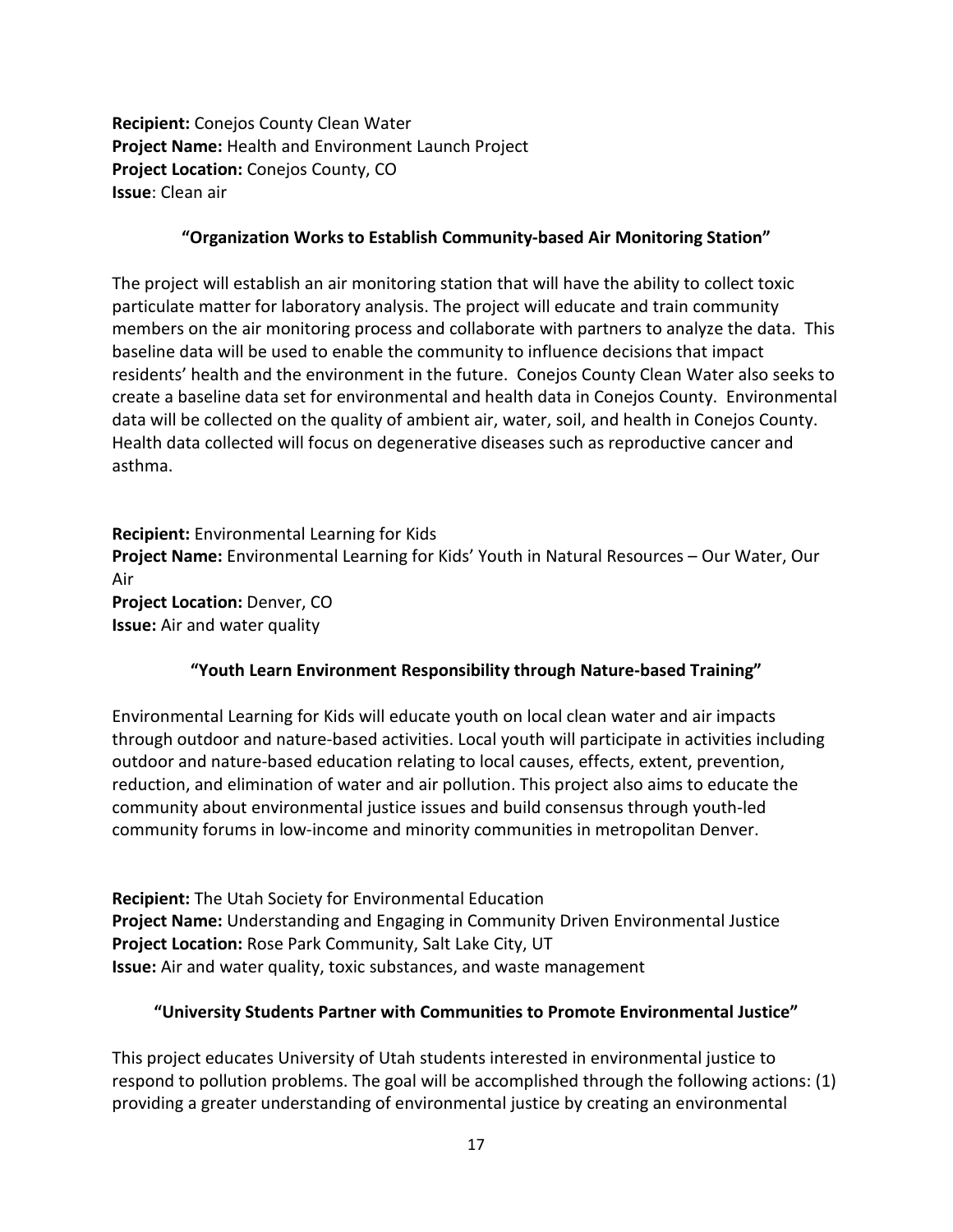**Recipient:** Conejos County Clean Water
**Project Name:** Health and Environment Launch Project
**Project Location:** Conejos County, CO
**Issue**: Clean air

**"Organization Works to Establish Community-based Air Monitoring Station"**

The project will establish an air monitoring station that will have the ability to collect toxic particulate matter for laboratory analysis. The project will educate and train community members on the air monitoring process and collaborate with partners to analyze the data. This baseline data will be used to enable the community to influence decisions that impact residents' health and the environment in the future. Conejos County Clean Water also seeks to create a baseline data set for environmental and health data in Conejos County. Environmental data will be collected on the quality of ambient air, water, soil, and health in Conejos County. Health data collected will focus on degenerative diseases such as reproductive cancer and asthma.

**Recipient:** Environmental Learning for Kids
**Project Name:** Environmental Learning for Kids' Youth in Natural Resources – Our Water, Our Air
**Project Location:** Denver, CO
**Issue:** Air and water quality

**"Youth Learn Environment Responsibility through Nature-based Training"**

Environmental Learning for Kids will educate youth on local clean water and air impacts through outdoor and nature-based activities. Local youth will participate in activities including outdoor and nature-based education relating to local causes, effects, extent, prevention, reduction, and elimination of water and air pollution. This project also aims to educate the community about environmental justice issues and build consensus through youth-led community forums in low-income and minority communities in metropolitan Denver.

**Recipient:** The Utah Society for Environmental Education
**Project Name:** Understanding and Engaging in Community Driven Environmental Justice
**Project Location:** Rose Park Community, Salt Lake City, UT
**Issue:** Air and water quality, toxic substances, and waste management

**"University Students Partner with Communities to Promote Environmental Justice"**

This project educates University of Utah students interested in environmental justice to respond to pollution problems. The goal will be accomplished through the following actions: (1) providing a greater understanding of environmental justice by creating an environmental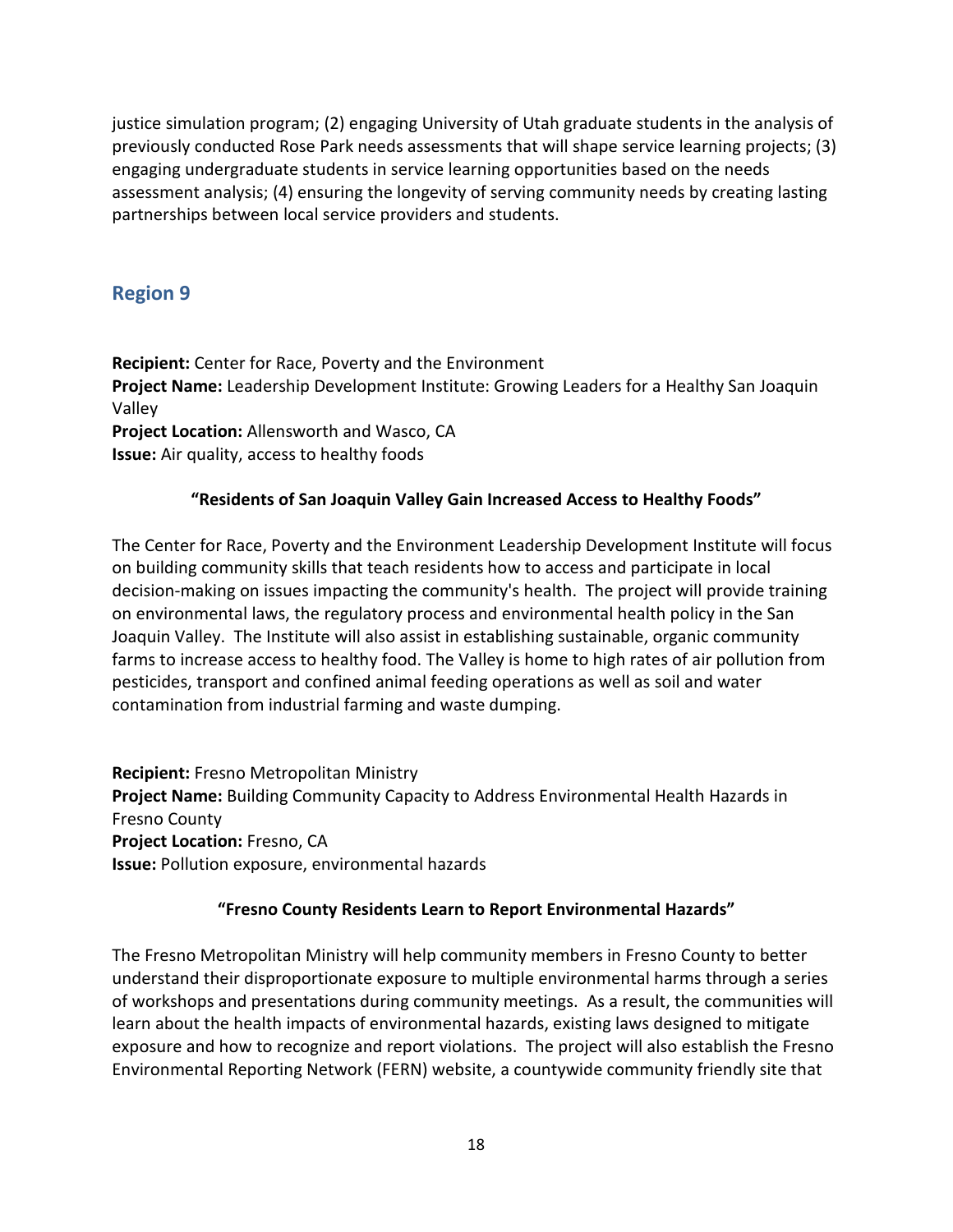justice simulation program; (2) engaging University of Utah graduate students in the analysis of previously conducted Rose Park needs assessments that will shape service learning projects; (3) engaging undergraduate students in service learning opportunities based on the needs assessment analysis; (4) ensuring the longevity of serving community needs by creating lasting partnerships between local service providers and students.

## Region 9

**Recipient:** Center for Race, Poverty and the Environment
**Project Name:** Leadership Development Institute: Growing Leaders for a Healthy San Joaquin Valley
**Project Location:** Allensworth and Wasco, CA
**Issue:** Air quality, access to healthy foods

**"Residents of San Joaquin Valley Gain Increased Access to Healthy Foods"**

The Center for Race, Poverty and the Environment Leadership Development Institute will focus on building community skills that teach residents how to access and participate in local decision-making on issues impacting the community's health. The project will provide training on environmental laws, the regulatory process and environmental health policy in the San Joaquin Valley. The Institute will also assist in establishing sustainable, organic community farms to increase access to healthy food. The Valley is home to high rates of air pollution from pesticides, transport and confined animal feeding operations as well as soil and water contamination from industrial farming and waste dumping.

**Recipient:** Fresno Metropolitan Ministry
**Project Name:** Building Community Capacity to Address Environmental Health Hazards in Fresno County
**Project Location:** Fresno, CA
**Issue:** Pollution exposure, environmental hazards

**"Fresno County Residents Learn to Report Environmental Hazards"**

The Fresno Metropolitan Ministry will help community members in Fresno County to better understand their disproportionate exposure to multiple environmental harms through a series of workshops and presentations during community meetings. As a result, the communities will learn about the health impacts of environmental hazards, existing laws designed to mitigate exposure and how to recognize and report violations. The project will also establish the Fresno Environmental Reporting Network (FERN) website, a countywide community friendly site that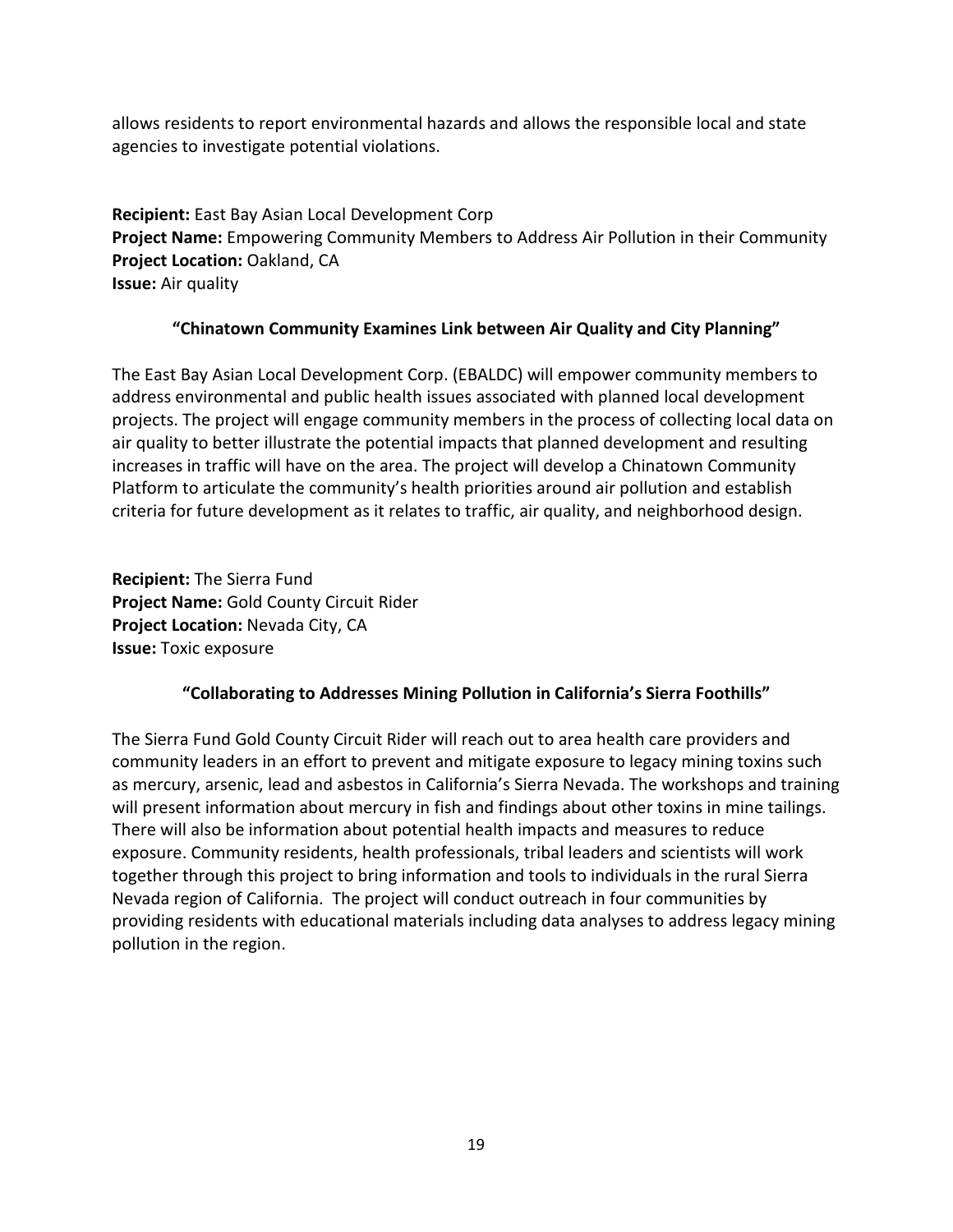allows residents to report environmental hazards and allows the responsible local and state agencies to investigate potential violations.

**Recipient:** East Bay Asian Local Development Corp
**Project Name:** Empowering Community Members to Address Air Pollution in their Community
**Project Location:** Oakland, CA
**Issue:** Air quality

**"Chinatown Community Examines Link between Air Quality and City Planning"**

The East Bay Asian Local Development Corp. (EBALDC) will empower community members to address environmental and public health issues associated with planned local development projects. The project will engage community members in the process of collecting local data on air quality to better illustrate the potential impacts that planned development and resulting increases in traffic will have on the area. The project will develop a Chinatown Community Platform to articulate the community's health priorities around air pollution and establish criteria for future development as it relates to traffic, air quality, and neighborhood design.

**Recipient:** The Sierra Fund
**Project Name:** Gold County Circuit Rider
**Project Location:** Nevada City, CA
**Issue:** Toxic exposure

**"Collaborating to Addresses Mining Pollution in California's Sierra Foothills"**

The Sierra Fund Gold County Circuit Rider will reach out to area health care providers and community leaders in an effort to prevent and mitigate exposure to legacy mining toxins such as mercury, arsenic, lead and asbestos in California's Sierra Nevada. The workshops and training will present information about mercury in fish and findings about other toxins in mine tailings. There will also be information about potential health impacts and measures to reduce exposure. Community residents, health professionals, tribal leaders and scientists will work together through this project to bring information and tools to individuals in the rural Sierra Nevada region of California. The project will conduct outreach in four communities by providing residents with educational materials including data analyses to address legacy mining pollution in the region.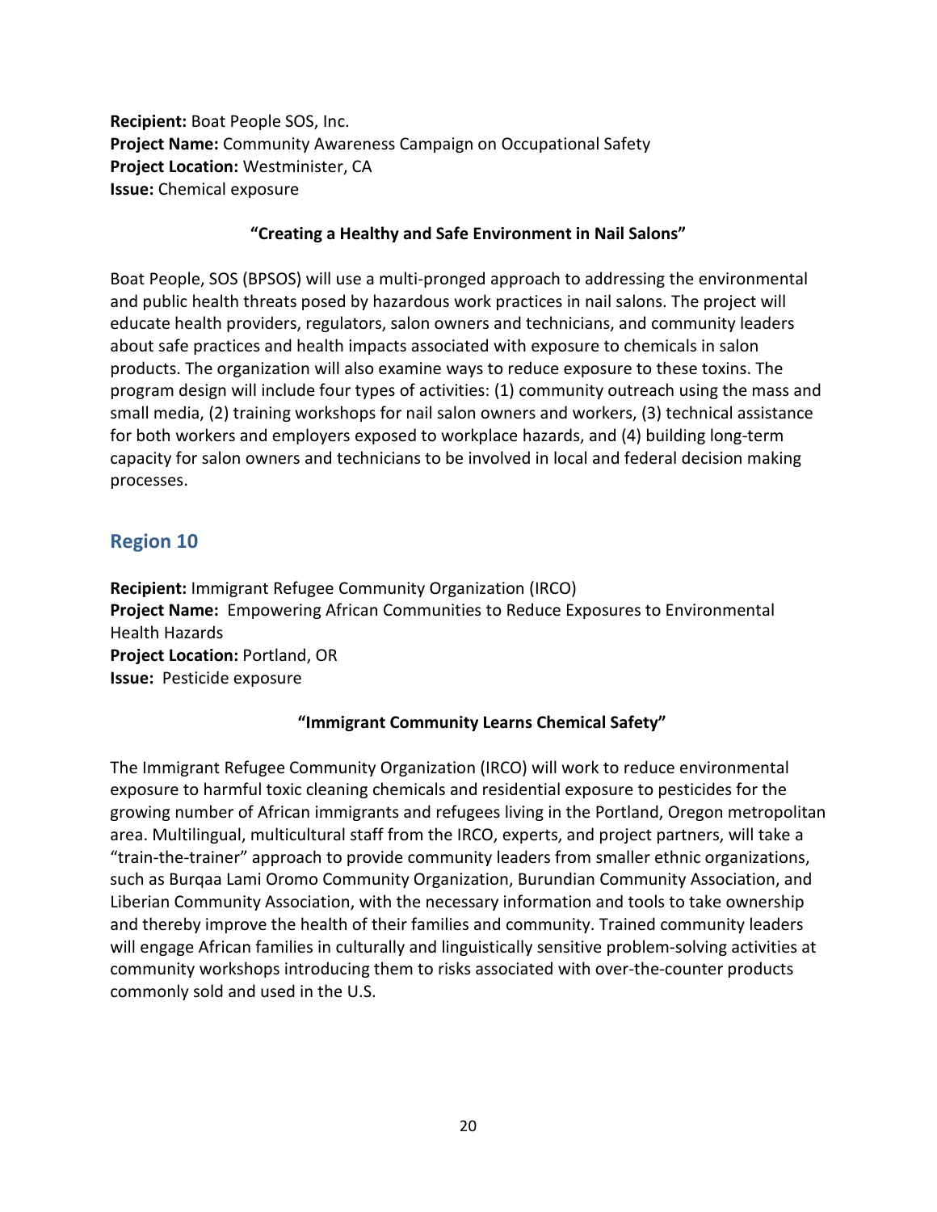**Recipient:** Boat People SOS, Inc.
**Project Name:** Community Awareness Campaign on Occupational Safety
**Project Location:** Westminister, CA
**Issue:** Chemical exposure

**"Creating a Healthy and Safe Environment in Nail Salons"**

Boat People, SOS (BPSOS) will use a multi-pronged approach to addressing the environmental and public health threats posed by hazardous work practices in nail salons. The project will educate health providers, regulators, salon owners and technicians, and community leaders about safe practices and health impacts associated with exposure to chemicals in salon products. The organization will also examine ways to reduce exposure to these toxins. The program design will include four types of activities: (1) community outreach using the mass and small media, (2) training workshops for nail salon owners and workers, (3) technical assistance for both workers and employers exposed to workplace hazards, and (4) building long-term capacity for salon owners and technicians to be involved in local and federal decision making processes.

## Region 10

**Recipient:** Immigrant Refugee Community Organization (IRCO)
**Project Name:** Empowering African Communities to Reduce Exposures to Environmental Health Hazards
**Project Location:** Portland, OR
**Issue:** Pesticide exposure

**"Immigrant Community Learns Chemical Safety"**

The Immigrant Refugee Community Organization (IRCO) will work to reduce environmental exposure to harmful toxic cleaning chemicals and residential exposure to pesticides for the growing number of African immigrants and refugees living in the Portland, Oregon metropolitan area. Multilingual, multicultural staff from the IRCO, experts, and project partners, will take a "train-the-trainer" approach to provide community leaders from smaller ethnic organizations, such as Burqaa Lami Oromo Community Organization, Burundian Community Association, and Liberian Community Association, with the necessary information and tools to take ownership and thereby improve the health of their families and community. Trained community leaders will engage African families in culturally and linguistically sensitive problem-solving activities at community workshops introducing them to risks associated with over-the-counter products commonly sold and used in the U.S.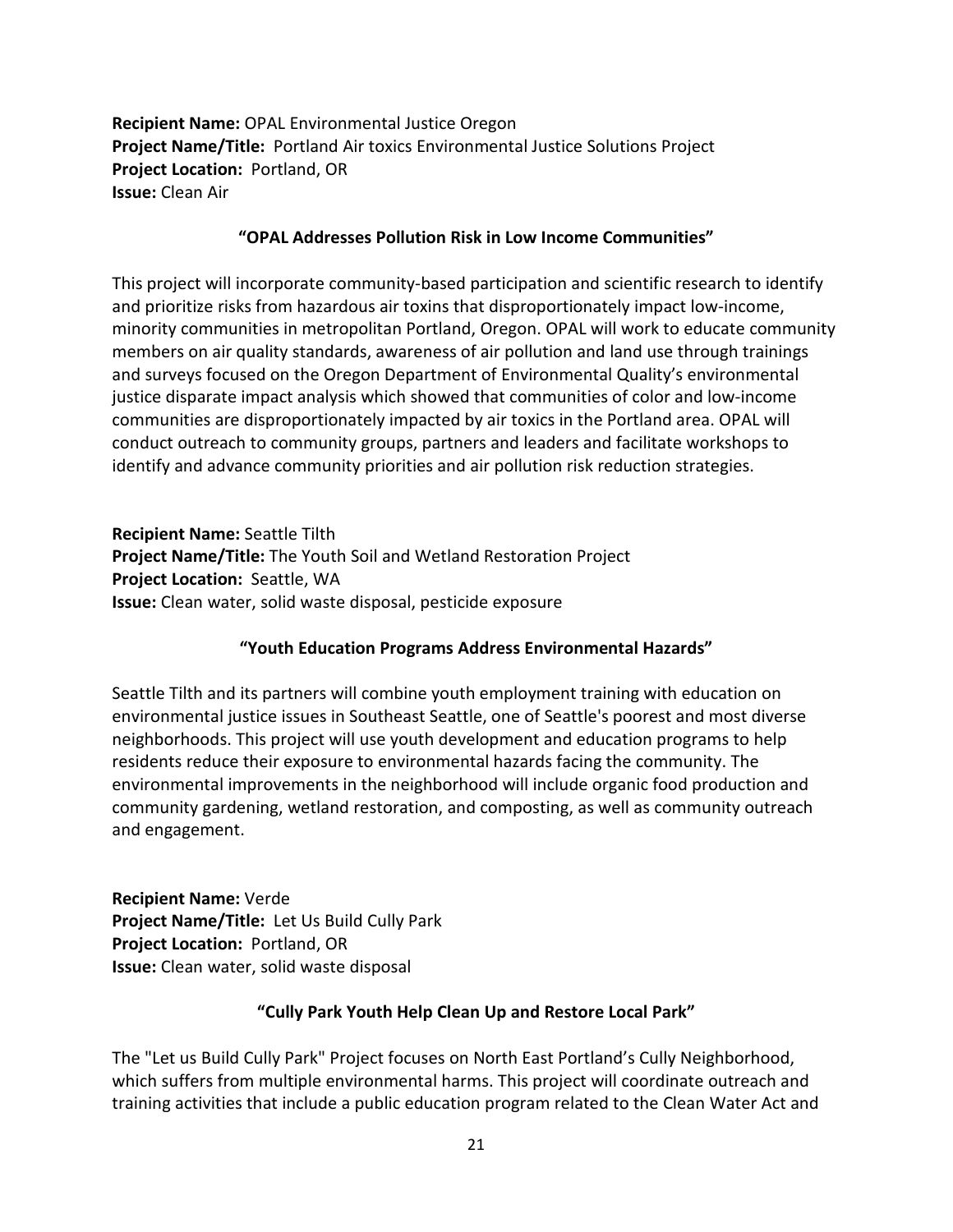**Recipient Name:** OPAL Environmental Justice Oregon
**Project Name/Title:** Portland Air toxics Environmental Justice Solutions Project
**Project Location:** Portland, OR
**Issue:** Clean Air

**"OPAL Addresses Pollution Risk in Low Income Communities"**

This project will incorporate community-based participation and scientific research to identify and prioritize risks from hazardous air toxins that disproportionately impact low-income, minority communities in metropolitan Portland, Oregon. OPAL will work to educate community members on air quality standards, awareness of air pollution and land use through trainings and surveys focused on the Oregon Department of Environmental Quality's environmental justice disparate impact analysis which showed that communities of color and low-income communities are disproportionately impacted by air toxics in the Portland area. OPAL will conduct outreach to community groups, partners and leaders and facilitate workshops to identify and advance community priorities and air pollution risk reduction strategies.

**Recipient Name:** Seattle Tilth
**Project Name/Title:** The Youth Soil and Wetland Restoration Project
**Project Location:** Seattle, WA
**Issue:** Clean water, solid waste disposal, pesticide exposure

**"Youth Education Programs Address Environmental Hazards"**

Seattle Tilth and its partners will combine youth employment training with education on environmental justice issues in Southeast Seattle, one of Seattle's poorest and most diverse neighborhoods. This project will use youth development and education programs to help residents reduce their exposure to environmental hazards facing the community. The environmental improvements in the neighborhood will include organic food production and community gardening, wetland restoration, and composting, as well as community outreach and engagement.

**Recipient Name:** Verde
**Project Name/Title:** Let Us Build Cully Park
**Project Location:** Portland, OR
**Issue:** Clean water, solid waste disposal

**"Cully Park Youth Help Clean Up and Restore Local Park"**

The "Let us Build Cully Park" Project focuses on North East Portland's Cully Neighborhood, which suffers from multiple environmental harms. This project will coordinate outreach and training activities that include a public education program related to the Clean Water Act and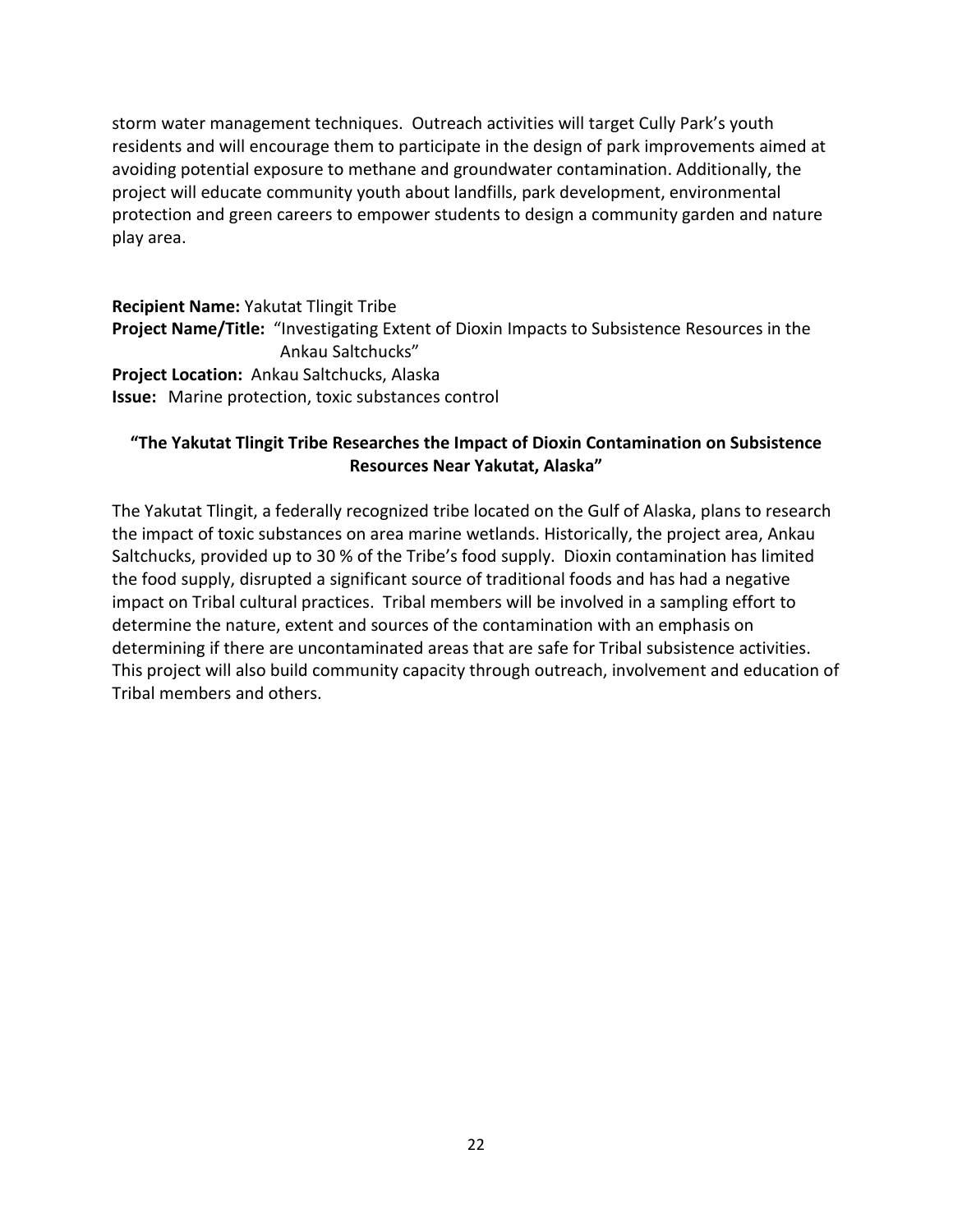storm water management techniques. Outreach activities will target Cully Park's youth residents and will encourage them to participate in the design of park improvements aimed at avoiding potential exposure to methane and groundwater contamination. Additionally, the project will educate community youth about landfills, park development, environmental protection and green careers to empower students to design a community garden and nature play area.

**Recipient Name:** Yakutat Tlingit Tribe
**Project Name/Title:** "Investigating Extent of Dioxin Impacts to Subsistence Resources in the Ankau Saltchucks"
**Project Location:** Ankau Saltchucks, Alaska
**Issue:** Marine protection, toxic substances control

**"The Yakutat Tlingit Tribe Researches the Impact of Dioxin Contamination on Subsistence Resources Near Yakutat, Alaska"**

The Yakutat Tlingit, a federally recognized tribe located on the Gulf of Alaska, plans to research the impact of toxic substances on area marine wetlands. Historically, the project area, Ankau Saltchucks, provided up to 30 % of the Tribe's food supply. Dioxin contamination has limited the food supply, disrupted a significant source of traditional foods and has had a negative impact on Tribal cultural practices. Tribal members will be involved in a sampling effort to determine the nature, extent and sources of the contamination with an emphasis on determining if there are uncontaminated areas that are safe for Tribal subsistence activities. This project will also build community capacity through outreach, involvement and education of Tribal members and others.